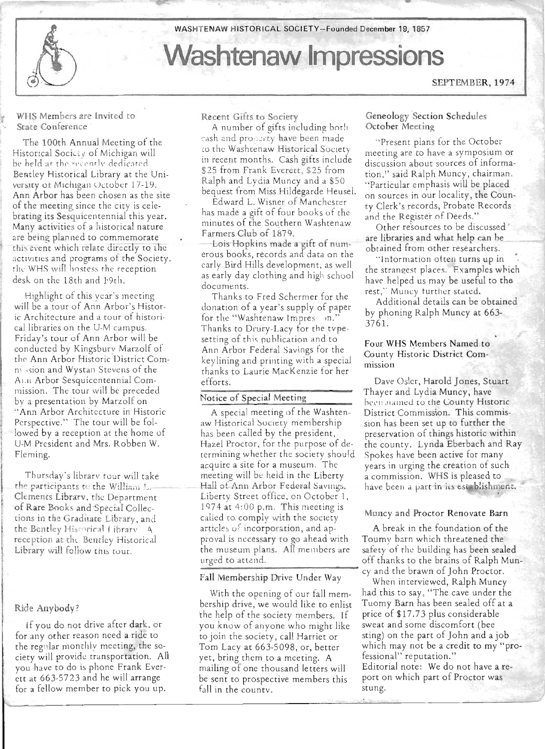WASHTENAW HISTORICAL SOCIETY--Founded December 19, 1857

# Washtenaw Impressions

SEPTEMBER, 1974

## WHS Members are Invited to State Conference

The 100th Annual Meeting of the Historical Society of Michigan will be held at the recently dedicated Bentley Historical Library at the University of Michigan October 17-19. Ann Arbor has been chosen as the site of the meeting since the city is celebrating its Sesquicentennial this year. Many activities of a historical nature are being planned to commemorate this event which relate directly to the activities and programs of the Society. The WHS will hostess the reception desk on the 18th and 19th.

Highlight of this year's meeting will be a tour of Ann Arbor's Historic Architecture and a tour of historical libraries on the U-M campus. Friday's tour of Ann Arbor will be conducted by Kingsbury Marzolf of the Ann Arbor Historic District Commission and Wystan Stevens of the Ann Arbor Sesquicentennial Commission. The tour will be preceded by a presentation by Marzolf on "Ann Arbor Architecture in Historic Perspective." The tour will be followed by a reception at the home of U-M President and Mrs. Robben W. Fleming.

Thursday's library tour will take the participants to the William L. Clements Library, the Department of Rare Books and Special Collections in the Graduate Library, and the Bentley Historical Library. A reception at the Bentley Historical Library will follow this tour.

## Ride Anybody?

If you do not drive after dark, or for any other reason need a ride to the regular monthly meeting, the society will provide transportation. All you have to do is phone Frank Everett at 663-5723 and he will arrange for a fellow member to pick you up.

## Recent Gifts to Society

A number of gifts including both cash and property have been made to the Washtenaw Historical Society in recent months. Cash gifts include $25 from Frank Everett, $25 from Ralph and Lydia Muncy and a $50 bequest from Miss Hildegarde Heusel.

Edward L. Wisner of Manchester has made a gift of four books of the minutes of the Southern Washtenaw Farmers Club of 1879.

Lois Hopkins made a gift of numerous books, records and data on the early Bird Hills development, as well as early day clothing and high school documents.

Thanks to Fred Schermer for the donation of a year's supply of paper for the "Washtenaw Impression." Thanks to Drury-Lacy for the typesetting of this publication and to Ann Arbor Federal Savings for the keylining and printing with a special thanks to Laurie MacKenzie for her efforts.

## Notice of Special Meeting

A special meeting of the Washtenaw Historical Society membership has been called by the president, Hazel Proctor, for the purpose of determining whether the society should acquire a site for a museum. The meeting will be held in the Liberty Hall of Ann Arbor Federal Savings, Liberty Street office, on October 1, 1974 at 4:00 p.m. This meeting is called to comply with the society articles of incorporation, and approval is necessary to go ahead with the museum plans. All members are urged to attend.

## Fall Membership Drive Under Way

With the opening of our fall membership drive, we would like to enlist the help of the society members. If you know of anyone who might like to join the society, call Harriet or Tom Lacy at 663-5098, or, better yet, bring them to a meeting. A mailing of one thousand letters will be sent to prospective members this fall in the county.

## Geneology Section Schedules October Meeting

"Present plans for the October meeting are to have a symposium or discussion about sources of information," said Ralph Muncy, chairman. "Particular emphasis will be placed on sources in our locality, the County Clerk's records, Probate Records and the Register of Deeds."

Other resources to be discussed are libraries and what help can be obtained from other researchers.

"Information often turns up in the strangest places. Examples which have helped us may be useful to the rest," Muncy further stated.

Additional details can be obtained by phoning Ralph Muncy at 663-3761.

## Four WHS Members Named to County Historic District Commission

Dave Osler, Harold Jones, Stuart Thayer and Lydia Muncy, have been named to the County Historic District Commission. This commission has been set up to further the preservation of things historic within the county. Lynda Eberbach and Ray Spokes have been active for many years in urging the creation of such a commission. WHS is pleased to have been a part in its establishment.

## Muncy and Proctor Renovate Barn

A break in the foundation of the Toumy barn which threatened the safety of the building has been sealed off thanks to the brains of Ralph Muncy and the brawn of John Proctor.

When interviewed, Ralph Muncy had this to say, "The cave under the Tuomy Barn has been sealed off at a price of $17.73 plus considerable sweat and some discomfort (bee sting) on the part of John and a job which may not be a credit to my "professional" reputation."

Editorial note: We do not have a report on which part of Proctor was stung.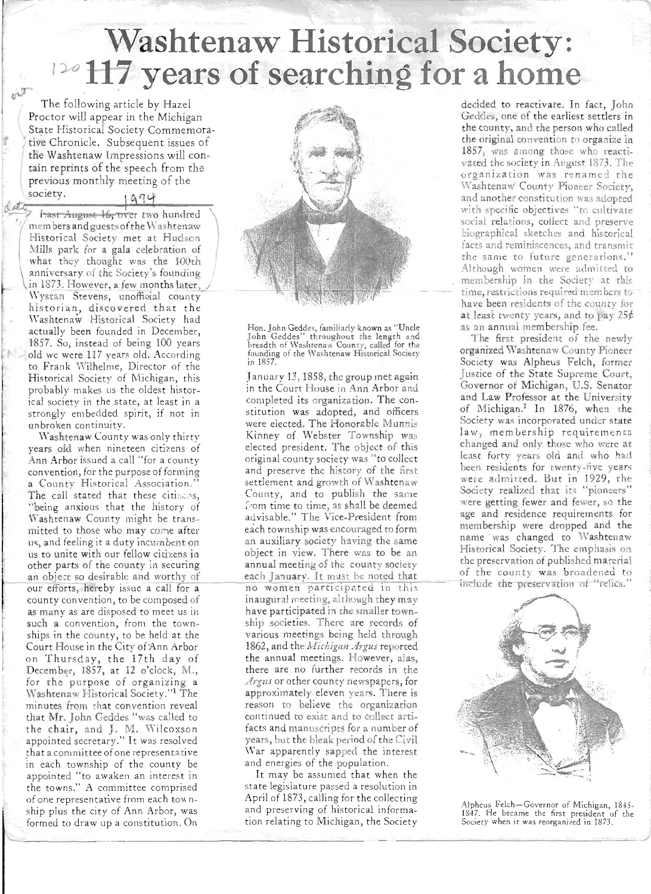# Washtenaw Historical Society: 117 years of searching for a home

The following article by Hazel Proctor will appear in the Michigan State Historical Society Commemorative Chronicle. Subsequent issues of the Washtenaw Impressions will contain reprints of the speech from the previous monthly meeting of the society.

1974

~~Last August 16,~~ over two hundred members and guests of the Washtenaw Historical Society met at Hudson Mills park for a gala celebration of what they thought was the 100th anniversary of the Society's founding in 1873. However, a few months later, Wystan Stevens, unofficial county historian, discovered that the Washtenaw Historical Society had actually been founded in December, 1857. So, instead of being 100 years old we were 117 years old. According to Frank Wilhelme, Director of the Historical Society of Michigan, this probably makes us the oldest historical society in the state, at least in a strongly embedded spirit, if not in unbroken continuity.

Washtenaw County was only thirty years old when nineteen citizens of Ann Arbor issued a call "for a county convention, for the purpose of forming a County Historical Association." The call stated that these citizens, "being anxious that the history of Washtenaw County might be transmitted to those who may come after us, and feeling it a duty incumbent on us to unite with our fellow citizens in other parts of the county in securing an object so desirable and worthy of our efforts, hereby issue a call for a county convention, to be composed of as many as are disposed to meet us in such a convention, from the townships in the county, to be held at the Court House in the City of Ann Arbor on Thursday, the 17th day of December, 1857, at 12 o'clock, M., for the purpose of organizing a Washtenaw Historical Society."[1] The minutes from that convention reveal that Mr. John Geddes "was called to the chair, and J. M. Wilcoxson appointed secretary." It was resolved that a committee of one representative in each township of the county be appointed "to awaken an interest in the towns." A committee comprised of one representative from each township plus the city of Ann Arbor, was formed to draw up a constitution. On

Hon. John Geddes, familiarly known as "Uncle John Geddes" throughout the length and breadth of Washtenaw County, called for the founding of the Washtenaw Historical Society in 1857.

January 13, 1858, the group met again in the Court House in Ann Arbor and completed its organization. The constitution was adopted, and officers were elected. The Honorable Munnis Kinney of Webster Township was elected president. The object of this original county society was "to collect and preserve the history of the first settlement and growth of Washtenaw County, and to publish the same from time to time, as shall be deemed advisable." The Vice-President from each township was encouraged to form an auxiliary society having the same object in view. There was to be an annual meeting of the county society each January. It must be noted that no women participated in this inaugural meeting, although they may have participated in the smaller township societies. There are records of various meetings being held through 1862, and the *Michigan Argus* reported the annual meetings. However, alas, there are no further records in the *Argus* or other county newspapers, for approximately eleven years. There is reason to believe the organization continued to exist and to collect artifacts and manuscripts for a number of years, but the bleak period of the Civil War apparently sapped the interest and energies of the population.

It may be assumed that when the state legislature passed a resolution in April of 1873, calling for the collecting and preserving of historical information relating to Michigan, the Society decided to reactivate. In fact, John Geddes, one of the earliest settlers in the county, and the person who called the original convention to organize in 1857, was among those who reactivated the society in August 1873. The organization was renamed the Washtenaw County Pioneer Society, and another constitution was adopted with specific objectives "to cultivate social relations, collect and preserve biographical sketches and historical facts and reminiscences, and transmit the same to future generations." Although women were admitted to membership in the Society at this time, restrictions required members to have been residents of the county for at least twenty years, and to pay 25¢ as an annual membership fee.

The first president of the newly organized Washtenaw County Pioneer Society was Alpheus Felch, former Justice of the State Supreme Court, Governor of Michigan, U.S. Senator and Law Professor at the University of Michigan.[2] In 1876, when the Society was incorporated under state law, membership requirements changed and only those who were at least forty years old and who had been residents for twenty-five years were admitted. But in 1929, the Society realized that its "pioneers" were getting fewer and fewer, so the age and residence requirements for membership were dropped and the name was changed to Washtenaw Historical Society. The emphasis on the preservation of published material of the county was broadened to include the preservation of "relics."

Alpheus Felch—Governor of Michigan, 1845-1847. He became the first president of the Society when it was reorganized in 1873.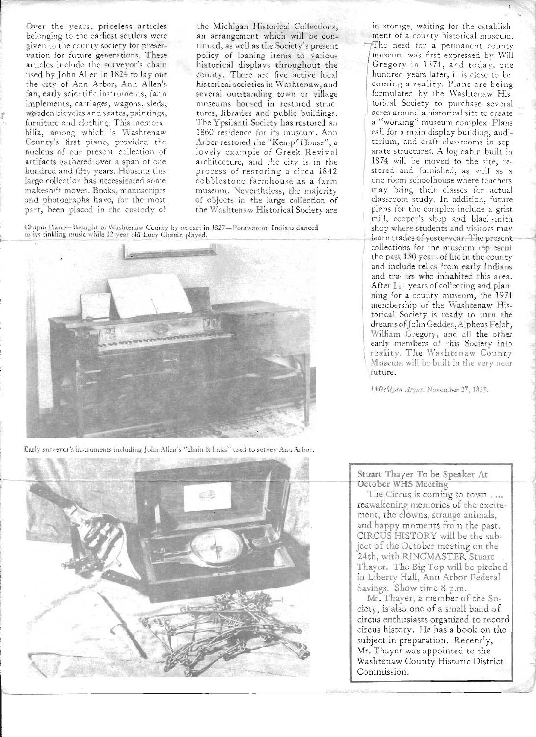Over the years, priceless articles belonging to the earliest settlers were given to the county society for preservation for future generations. These articles include the surveyor's chain used by John Allen in 1824 to lay out the city of Ann Arbor, Ann Allen's fan, early scientific instruments, farm implements, carriages, wagons, sleds, wooden bicycles and skates, paintings, furniture and clothing. This memorabilia, among which is Washtenaw County's first piano, provided the nucleus of our present collection of artifacts gathered over a span of one hundred and fifty years. Housing this large collection has necessitated some makeshift moves. Books, manuscripts and photographs have, for the most part, been placed in the custody of the Michigan Historical Collections, an arrangement which will be continued, as well as the Society's present policy of loaning items to various historical displays throughout the county. There are five active local historical societies in Washtenaw, and several outstanding town or village museums housed in restored structures, libraries and public buildings. The Ypsilanti Society has restored an 1860 residence for its museum. Ann Arbor restored the "Kempf House", a lovely example of Greek Revival architecture, and the city is in the process of restoring a circa 1842 cobblestone farmhouse as a farm museum. Nevertheless, the majority of objects in the large collection of the Washtenaw Historical Society are in storage, waiting for the establishment of a county historical museum.

The need for a permanent county museum was first expressed by Will Gregory in 1874, and today, one hundred years later, it is close to becoming a reality. Plans are being formulated by the Washtenaw Historical Society to purchase several acres around a historical site to create a "working" museum complex. Plans call for a main display building, auditorium, and craft classrooms in separate structures. A log cabin built in 1874 will be moved to the site, restored and furnished, as well as a one-room schoolhouse where teachers may bring their classes for actual classroom study. In addition, future plans for the complex include a grist mill, cooper's shop and blacksmith shop where students and visitors may learn trades of yesteryear. The present collections for the museum represent the past 150 years of life in the county and include relics from early Indians and traders who inhabited this area. After 1.. years of collecting and planning for a county museum, the 1974 membership of the Washtenaw Historical Society is ready to turn the dreams of John Geddes, Alpheus Felch, William Gregory, and all the other early members of this Society into reality. The Washtenaw County Museum will be built in the very near future.

[1] *Michigan Argus*, November 27, 1857.

Chapin Piano—Brought to Washtenaw County by ox cart in 1827—Potawatomi Indians danced to its tinkling music while 12 year old Lucy Chapin played.

Early surveyor's instruments including John Allen's "chain & links" used to survey Ann Arbor.

## Stuart Thayer To be Speaker At October WHS Meeting

The Circus is coming to town . ... reawakening memories of the excitement, the clowns, strange animals, and happy moments from the past. CIRCUS HISTORY will be the subject of the October meeting on the 24th, with RINGMASTER Stuart Thayer. The Big Top will be pitched in Liberty Hall, Ann Arbor Federal Savings. Show time 8 p.m.

Mr. Thayer, a member of the Society, is also one of a small band of circus enthusiasts organized to record circus history. He has a book on the subject in preparation. Recently, Mr. Thayer was appointed to the Washtenaw County Historic District Commission.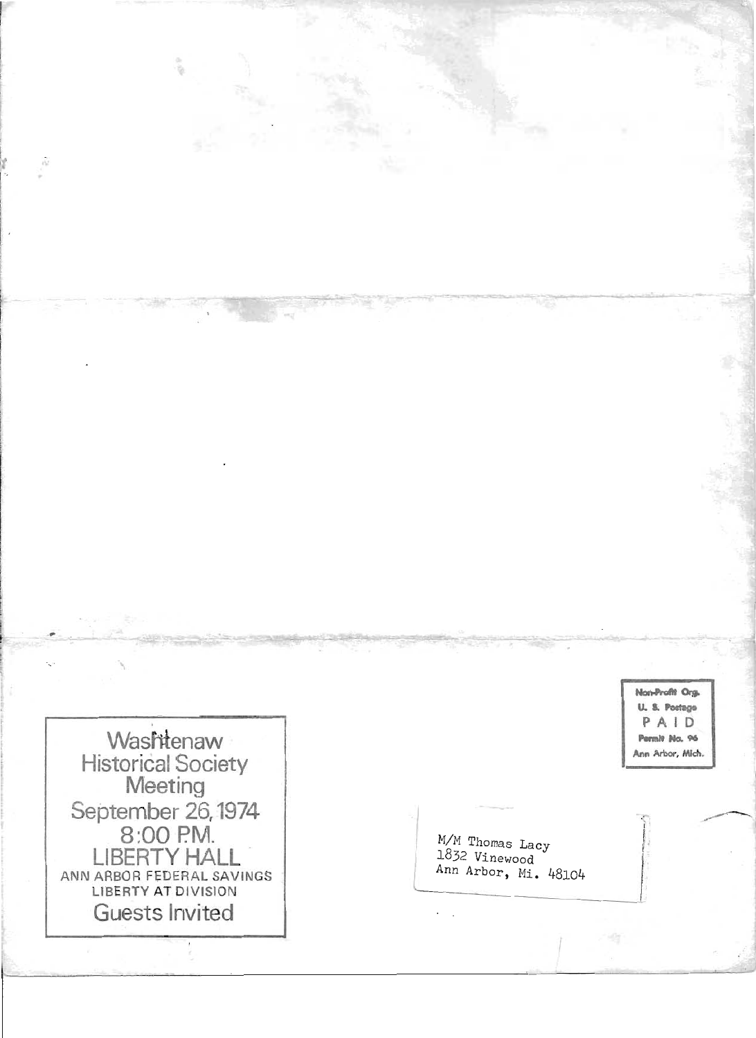Washtenaw
Historical Society
Meeting
September 26, 1974
8:00 P.M.
LIBERTY HALL
ANN ARBOR FEDERAL SAVINGS
LIBERTY AT DIVISION
Guests Invited

Non-Profit Org.
U. S. Postage
PAID
Permit No. 96
Ann Arbor, Mich.

M/M Thomas Lacy
1832 Vinewood
Ann Arbor, Mi. 48104